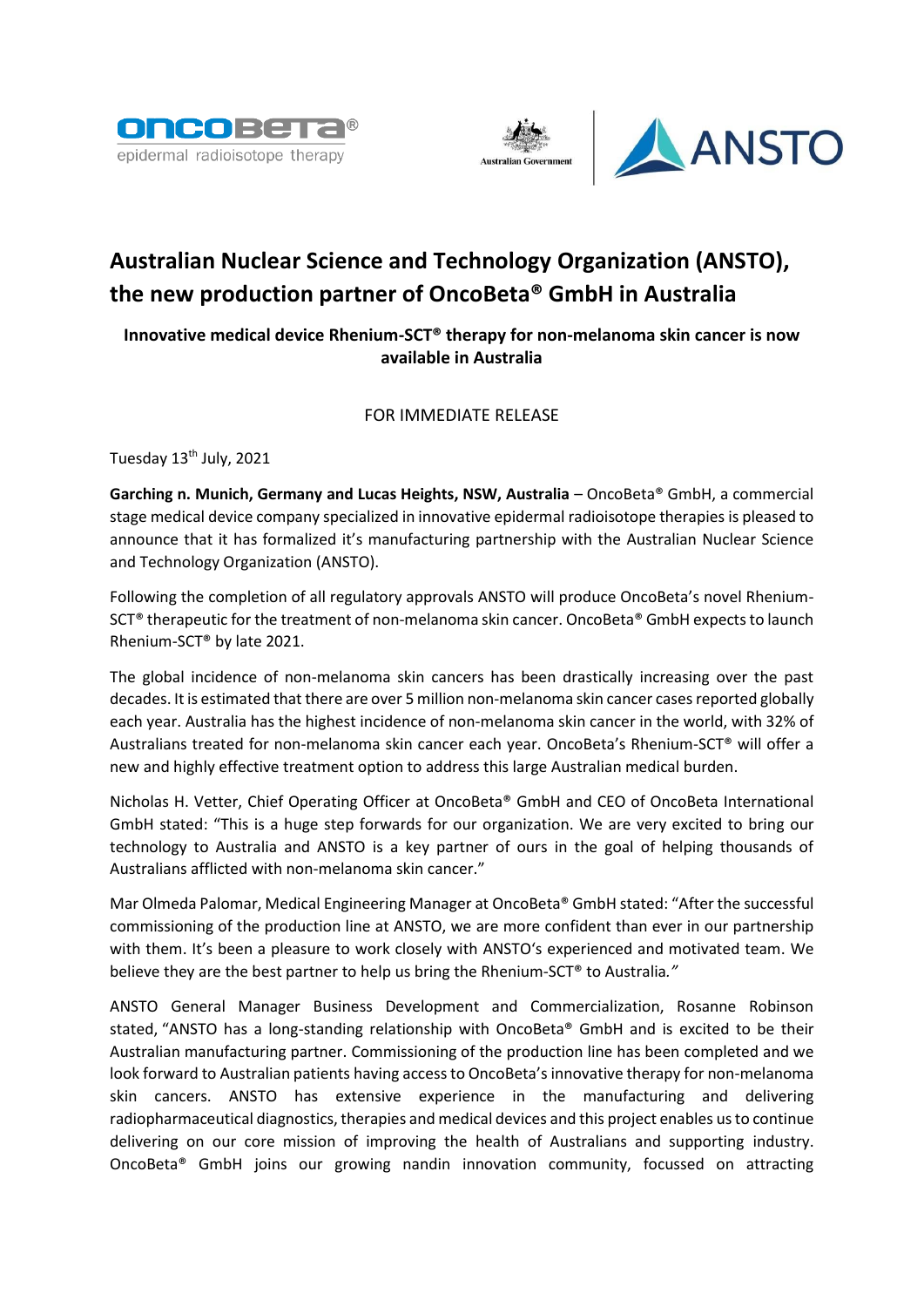# Australian Nuclear Science and Technology Organization (ANSTO), the new production partner of OncoBeta® GmbH in Australia

**Innovative medical device Rhenium-SCT® therapy for non-melanoma skin cancer is now available in Australia**

FOR IMMEDIATE RELEASE

Tuesday 13th July, 2021

**Garching n. Munich, Germany and Lucas Heights, NSW, Australia** – OncoBeta® GmbH, a commercial stage medical device company specialized in innovative epidermal radioisotope therapies is pleased to announce that it has formalized it's manufacturing partnership with the Australian Nuclear Science and Technology Organization (ANSTO).

Following the completion of all regulatory approvals ANSTO will produce OncoBeta's novel Rhenium-SCT® therapeutic for the treatment of non-melanoma skin cancer. OncoBeta® GmbH expects to launch Rhenium-SCT® by late 2021.

The global incidence of non-melanoma skin cancers has been drastically increasing over the past decades. It is estimated that there are over 5 million non-melanoma skin cancer cases reported globally each year. Australia has the highest incidence of non-melanoma skin cancer in the world, with 32% of Australians treated for non-melanoma skin cancer each year. OncoBeta's Rhenium-SCT® will offer a new and highly effective treatment option to address this large Australian medical burden.

Nicholas H. Vetter, Chief Operating Officer at OncoBeta® GmbH and CEO of OncoBeta International GmbH stated: "This is a huge step forwards for our organization. We are very excited to bring our technology to Australia and ANSTO is a key partner of ours in the goal of helping thousands of Australians afflicted with non-melanoma skin cancer."

Mar Olmeda Palomar, Medical Engineering Manager at OncoBeta® GmbH stated: "After the successful commissioning of the production line at ANSTO, we are more confident than ever in our partnership with them. It's been a pleasure to work closely with ANSTO's experienced and motivated team. We believe they are the best partner to help us bring the Rhenium-SCT® to Australia."

ANSTO General Manager Business Development and Commercialization, Rosanne Robinson stated, "ANSTO has a long-standing relationship with OncoBeta® GmbH and is excited to be their Australian manufacturing partner. Commissioning of the production line has been completed and we look forward to Australian patients having access to OncoBeta's innovative therapy for non-melanoma skin cancers. ANSTO has extensive experience in the manufacturing and delivering radiopharmaceutical diagnostics, therapies and medical devices and this project enables us to continue delivering on our core mission of improving the health of Australians and supporting industry. OncoBeta® GmbH joins our growing nandin innovation community, focussed on attracting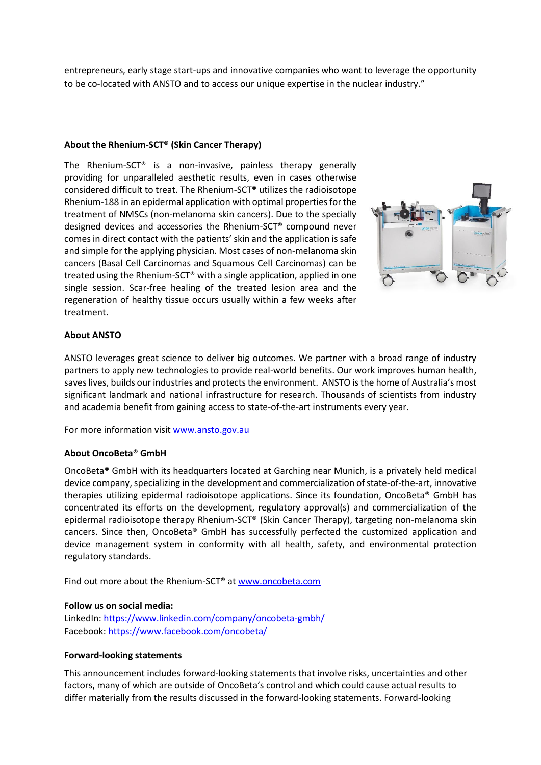entrepreneurs, early stage start-ups and innovative companies who want to leverage the opportunity to be co-located with ANSTO and to access our unique expertise in the nuclear industry."

**About the Rhenium-SCT® (Skin Cancer Therapy)**

The Rhenium-SCT® is a non-invasive, painless therapy generally providing for unparalleled aesthetic results, even in cases otherwise considered difficult to treat. The Rhenium-SCT® utilizes the radioisotope Rhenium-188 in an epidermal application with optimal properties for the treatment of NMSCs (non-melanoma skin cancers). Due to the specially designed devices and accessories the Rhenium-SCT® compound never comes in direct contact with the patients' skin and the application is safe and simple for the applying physician. Most cases of non-melanoma skin cancers (Basal Cell Carcinomas and Squamous Cell Carcinomas) can be treated using the Rhenium-SCT® with a single application, applied in one single session. Scar-free healing of the treated lesion area and the regeneration of healthy tissue occurs usually within a few weeks after treatment.

**About ANSTO**

ANSTO leverages great science to deliver big outcomes. We partner with a broad range of industry partners to apply new technologies to provide real-world benefits. Our work improves human health, saves lives, builds our industries and protects the environment. ANSTO is the home of Australia's most significant landmark and national infrastructure for research. Thousands of scientists from industry and academia benefit from gaining access to state-of-the-art instruments every year.

For more information visit www.ansto.gov.au

**About OncoBeta® GmbH**

OncoBeta® GmbH with its headquarters located at Garching near Munich, is a privately held medical device company, specializing in the development and commercialization of state-of-the-art, innovative therapies utilizing epidermal radioisotope applications. Since its foundation, OncoBeta® GmbH has concentrated its efforts on the development, regulatory approval(s) and commercialization of the epidermal radioisotope therapy Rhenium-SCT® (Skin Cancer Therapy), targeting non-melanoma skin cancers. Since then, OncoBeta® GmbH has successfully perfected the customized application and device management system in conformity with all health, safety, and environmental protection regulatory standards.

Find out more about the Rhenium-SCT® at www.oncobeta.com

**Follow us on social media:**
LinkedIn: https://www.linkedin.com/company/oncobeta-gmbh/
Facebook: https://www.facebook.com/oncobeta/

**Forward-looking statements**

This announcement includes forward-looking statements that involve risks, uncertainties and other factors, many of which are outside of OncoBeta's control and which could cause actual results to differ materially from the results discussed in the forward-looking statements. Forward-looking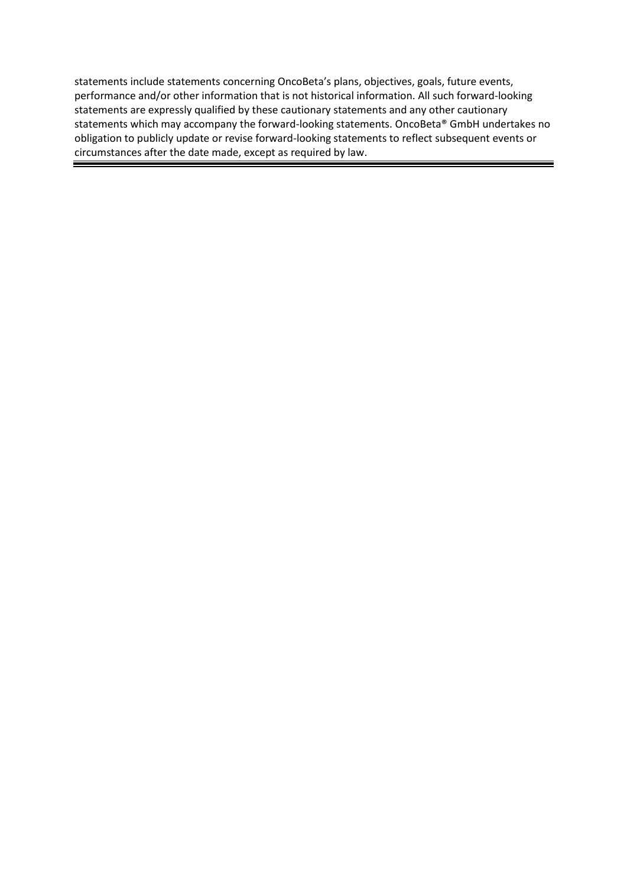statements include statements concerning OncoBeta's plans, objectives, goals, future events, performance and/or other information that is not historical information. All such forward-looking statements are expressly qualified by these cautionary statements and any other cautionary statements which may accompany the forward-looking statements. OncoBeta® GmbH undertakes no obligation to publicly update or revise forward-looking statements to reflect subsequent events or circumstances after the date made, except as required by law.